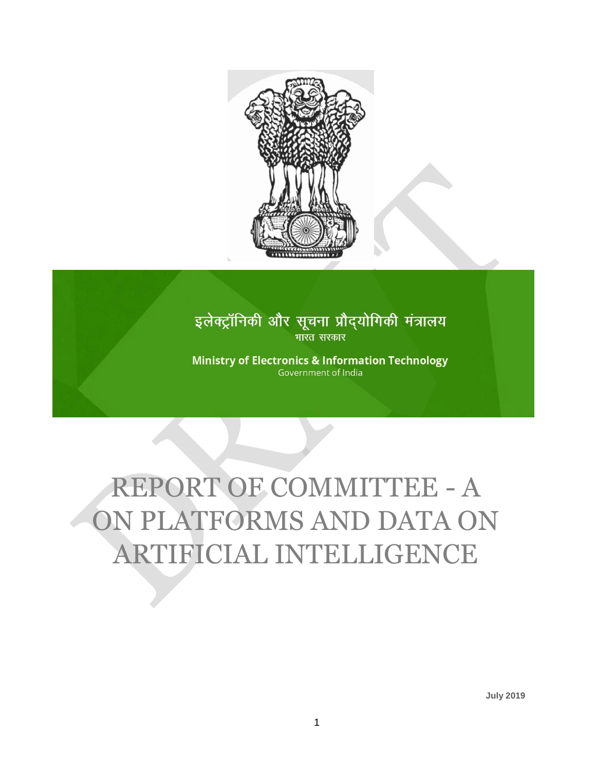इलेक्ट्रॉनिकी और सूचना प्रौद्योगिकी मंत्रालय
भारत सरकार

**Ministry of Electronics & Information Technology**
Government of India

# REPORT OF COMMITTEE - A ON PLATFORMS AND DATA ON ARTIFICIAL INTELLIGENCE

**July 2019**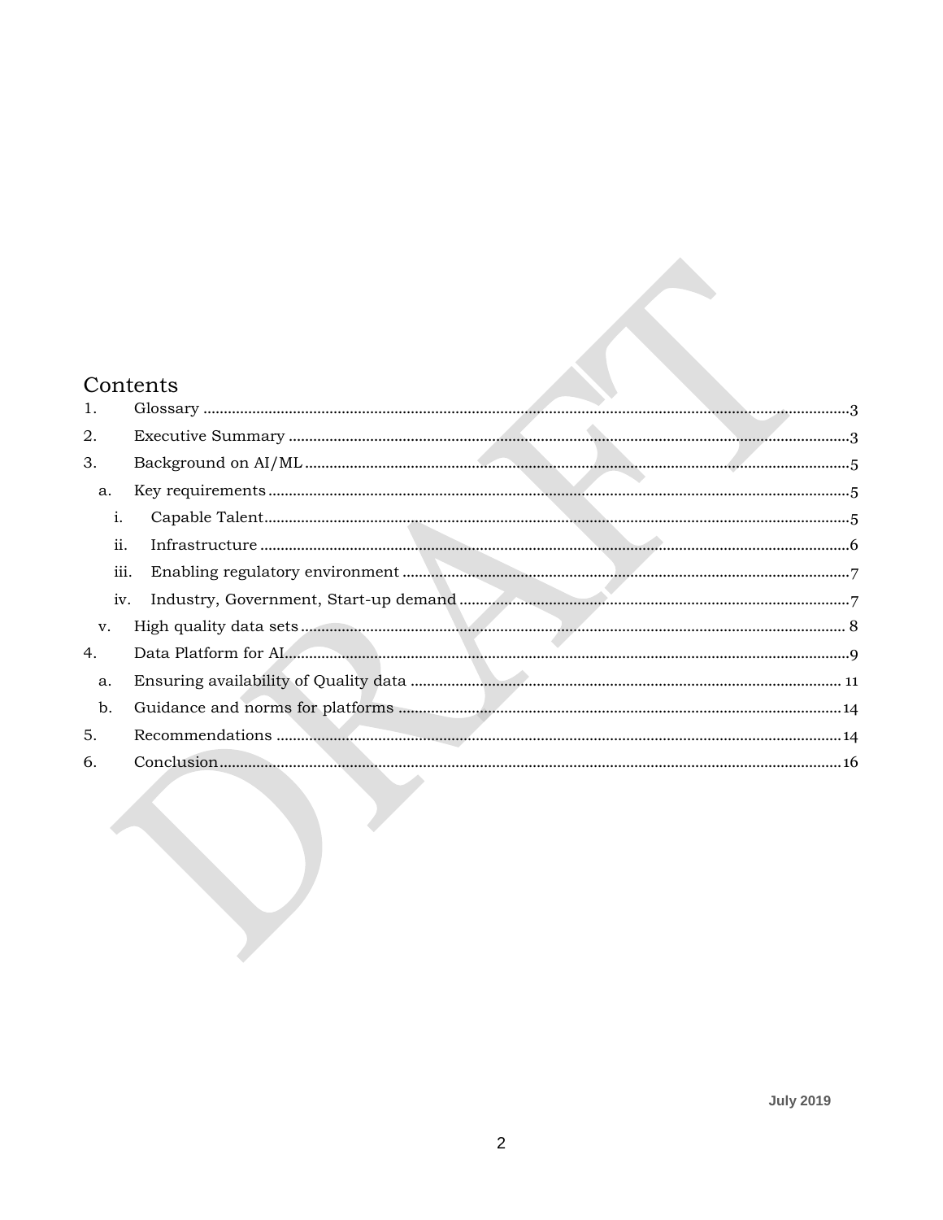# Contents

1. Glossary ...3
2. Executive Summary ...3
3. Background on AI/ML ...5
   - a. Key requirements ...5
     - i. Capable Talent ...5
     - ii. Infrastructure ...6
     - iii. Enabling regulatory environment ...7
     - iv. Industry, Government, Start-up demand ...7
   - v. High quality data sets ... 8
4. Data Platform for AI ...9
   - a. Ensuring availability of Quality data ... 11
   - b. Guidance and norms for platforms ...14
5. Recommendations ...14
6. Conclusion ...16

July 2019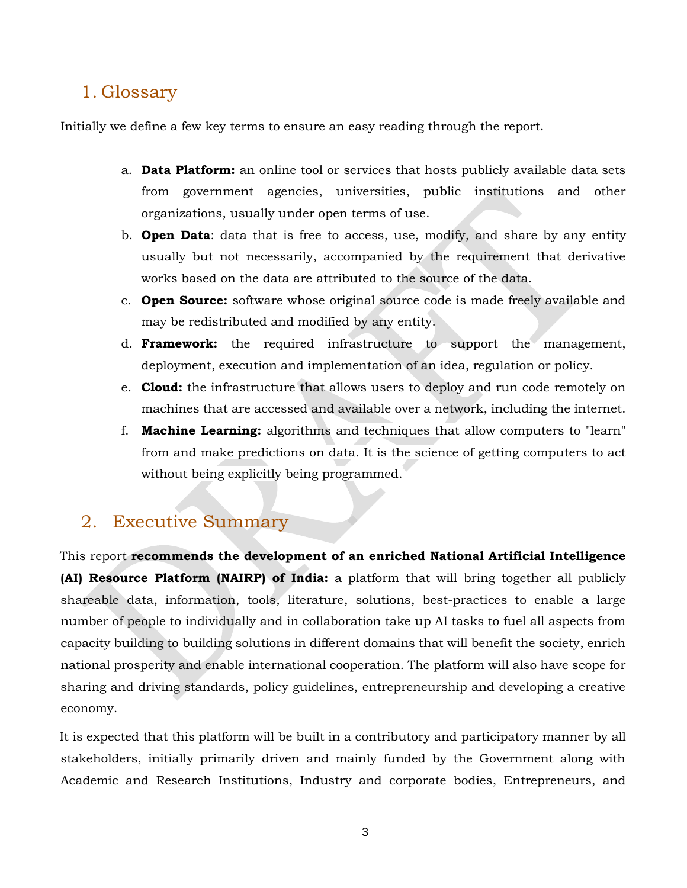## 1. Glossary

Initially we define a few key terms to ensure an easy reading through the report.

a. **Data Platform:** an online tool or services that hosts publicly available data sets from government agencies, universities, public institutions and other organizations, usually under open terms of use.

b. **Open Data**: data that is free to access, use, modify, and share by any entity usually but not necessarily, accompanied by the requirement that derivative works based on the data are attributed to the source of the data.

c. **Open Source:** software whose original source code is made freely available and may be redistributed and modified by any entity.

d. **Framework:** the required infrastructure to support the management, deployment, execution and implementation of an idea, regulation or policy.

e. **Cloud:** the infrastructure that allows users to deploy and run code remotely on machines that are accessed and available over a network, including the internet.

f. **Machine Learning:** algorithms and techniques that allow computers to "learn" from and make predictions on data. It is the science of getting computers to act without being explicitly being programmed.

## 2. Executive Summary

This report **recommends the development of an enriched National Artificial Intelligence (AI) Resource Platform (NAIRP) of India:** a platform that will bring together all publicly shareable data, information, tools, literature, solutions, best-practices to enable a large number of people to individually and in collaboration take up AI tasks to fuel all aspects from capacity building to building solutions in different domains that will benefit the society, enrich national prosperity and enable international cooperation. The platform will also have scope for sharing and driving standards, policy guidelines, entrepreneurship and developing a creative economy.

It is expected that this platform will be built in a contributory and participatory manner by all stakeholders, initially primarily driven and mainly funded by the Government along with Academic and Research Institutions, Industry and corporate bodies, Entrepreneurs, and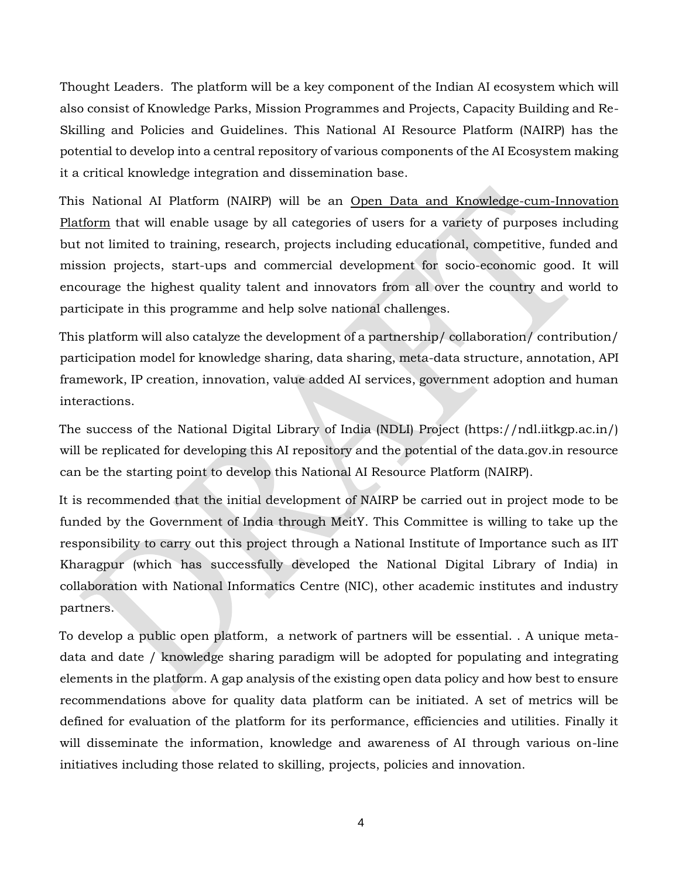Thought Leaders.  The platform will be a key component of the Indian AI ecosystem which will also consist of Knowledge Parks, Mission Programmes and Projects, Capacity Building and Re-Skilling and Policies and Guidelines. This National AI Resource Platform (NAIRP) has the potential to develop into a central repository of various components of the AI Ecosystem making it a critical knowledge integration and dissemination base.

This National AI Platform (NAIRP) will be an <u>Open Data and Knowledge-cum-Innovation Platform</u> that will enable usage by all categories of users for a variety of purposes including but not limited to training, research, projects including educational, competitive, funded and mission projects, start-ups and commercial development for socio-economic good. It will encourage the highest quality talent and innovators from all over the country and world to participate in this programme and help solve national challenges.

This platform will also catalyze the development of a partnership/ collaboration/ contribution/ participation model for knowledge sharing, data sharing, meta-data structure, annotation, API framework, IP creation, innovation, value added AI services, government adoption and human interactions.

The success of the National Digital Library of India (NDLI) Project (https://ndl.iitkgp.ac.in/) will be replicated for developing this AI repository and the potential of the data.gov.in resource can be the starting point to develop this National AI Resource Platform (NAIRP).

It is recommended that the initial development of NAIRP be carried out in project mode to be funded by the Government of India through MeitY. This Committee is willing to take up the responsibility to carry out this project through a National Institute of Importance such as IIT Kharagpur (which has successfully developed the National Digital Library of India) in collaboration with National Informatics Centre (NIC), other academic institutes and industry partners.

To develop a public open platform,  a network of partners will be essential. . A unique meta-data and date / knowledge sharing paradigm will be adopted for populating and integrating elements in the platform. A gap analysis of the existing open data policy and how best to ensure recommendations above for quality data platform can be initiated. A set of metrics will be defined for evaluation of the platform for its performance, efficiencies and utilities. Finally it will disseminate the information, knowledge and awareness of AI through various on-line initiatives including those related to skilling, projects, policies and innovation.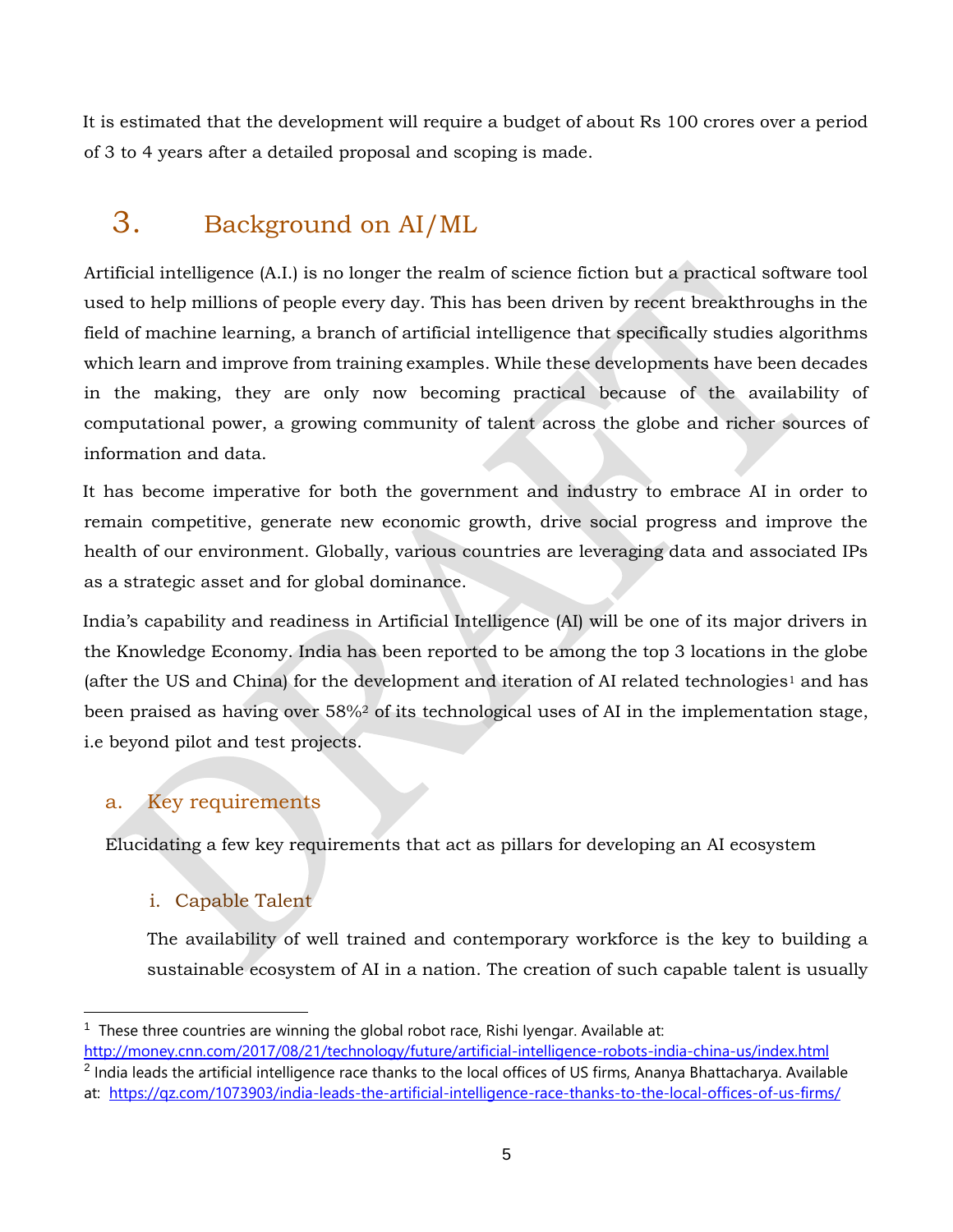It is estimated that the development will require a budget of about Rs 100 crores over a period of 3 to 4 years after a detailed proposal and scoping is made.

# 3. Background on AI/ML

Artificial intelligence (A.I.) is no longer the realm of science fiction but a practical software tool used to help millions of people every day. This has been driven by recent breakthroughs in the field of machine learning, a branch of artificial intelligence that specifically studies algorithms which learn and improve from training examples. While these developments have been decades in the making, they are only now becoming practical because of the availability of computational power, a growing community of talent across the globe and richer sources of information and data.

It has become imperative for both the government and industry to embrace AI in order to remain competitive, generate new economic growth, drive social progress and improve the health of our environment. Globally, various countries are leveraging data and associated IPs as a strategic asset and for global dominance.

India's capability and readiness in Artificial Intelligence (AI) will be one of its major drivers in the Knowledge Economy. India has been reported to be among the top 3 locations in the globe (after the US and China) for the development and iteration of AI related technologies[1] and has been praised as having over 58%[2] of its technological uses of AI in the implementation stage, i.e beyond pilot and test projects.

## a. Key requirements

Elucidating a few key requirements that act as pillars for developing an AI ecosystem

### i. Capable Talent

The availability of well trained and contemporary workforce is the key to building a sustainable ecosystem of AI in a nation. The creation of such capable talent is usually

---

[1] These three countries are winning the global robot race, Rishi Iyengar. Available at: http://money.cnn.com/2017/08/21/technology/future/artificial-intelligence-robots-india-china-us/index.html

[2] India leads the artificial intelligence race thanks to the local offices of US firms, Ananya Bhattacharya. Available at: https://qz.com/1073903/india-leads-the-artificial-intelligence-race-thanks-to-the-local-offices-of-us-firms/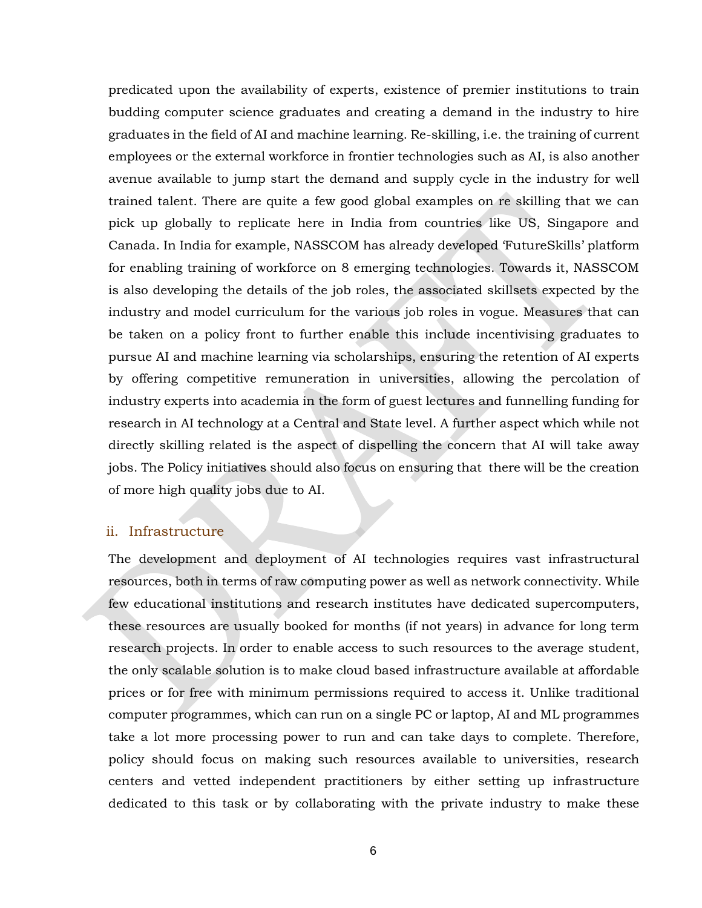predicated upon the availability of experts, existence of premier institutions to train budding computer science graduates and creating a demand in the industry to hire graduates in the field of AI and machine learning. Re-skilling, i.e. the training of current employees or the external workforce in frontier technologies such as AI, is also another avenue available to jump start the demand and supply cycle in the industry for well trained talent. There are quite a few good global examples on re skilling that we can pick up globally to replicate here in India from countries like US, Singapore and Canada. In India for example, NASSCOM has already developed 'FutureSkills' platform for enabling training of workforce on 8 emerging technologies. Towards it, NASSCOM is also developing the details of the job roles, the associated skillsets expected by the industry and model curriculum for the various job roles in vogue. Measures that can be taken on a policy front to further enable this include incentivising graduates to pursue AI and machine learning via scholarships, ensuring the retention of AI experts by offering competitive remuneration in universities, allowing the percolation of industry experts into academia in the form of guest lectures and funnelling funding for research in AI technology at a Central and State level. A further aspect which while not directly skilling related is the aspect of dispelling the concern that AI will take away jobs. The Policy initiatives should also focus on ensuring that there will be the creation of more high quality jobs due to AI.

### ii. Infrastructure

The development and deployment of AI technologies requires vast infrastructural resources, both in terms of raw computing power as well as network connectivity. While few educational institutions and research institutes have dedicated supercomputers, these resources are usually booked for months (if not years) in advance for long term research projects. In order to enable access to such resources to the average student, the only scalable solution is to make cloud based infrastructure available at affordable prices or for free with minimum permissions required to access it. Unlike traditional computer programmes, which can run on a single PC or laptop, AI and ML programmes take a lot more processing power to run and can take days to complete. Therefore, policy should focus on making such resources available to universities, research centers and vetted independent practitioners by either setting up infrastructure dedicated to this task or by collaborating with the private industry to make these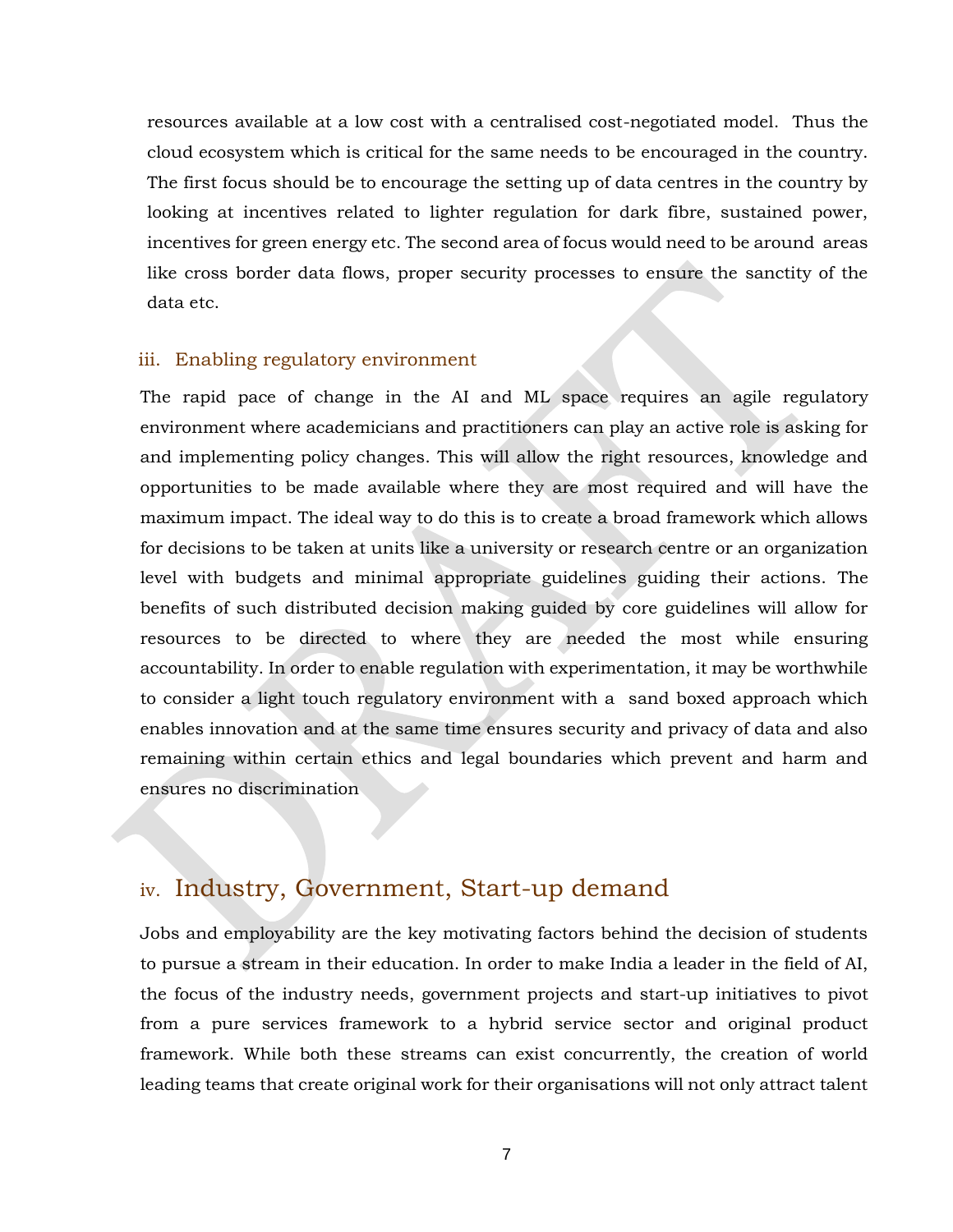resources available at a low cost with a centralised cost-negotiated model. Thus the cloud ecosystem which is critical for the same needs to be encouraged in the country. The first focus should be to encourage the setting up of data centres in the country by looking at incentives related to lighter regulation for dark fibre, sustained power, incentives for green energy etc. The second area of focus would need to be around areas like cross border data flows, proper security processes to ensure the sanctity of the data etc.

### iii. Enabling regulatory environment

The rapid pace of change in the AI and ML space requires an agile regulatory environment where academicians and practitioners can play an active role is asking for and implementing policy changes. This will allow the right resources, knowledge and opportunities to be made available where they are most required and will have the maximum impact. The ideal way to do this is to create a broad framework which allows for decisions to be taken at units like a university or research centre or an organization level with budgets and minimal appropriate guidelines guiding their actions. The benefits of such distributed decision making guided by core guidelines will allow for resources to be directed to where they are needed the most while ensuring accountability. In order to enable regulation with experimentation, it may be worthwhile to consider a light touch regulatory environment with a sand boxed approach which enables innovation and at the same time ensures security and privacy of data and also remaining within certain ethics and legal boundaries which prevent and harm and ensures no discrimination

## iv. Industry, Government, Start-up demand

Jobs and employability are the key motivating factors behind the decision of students to pursue a stream in their education. In order to make India a leader in the field of AI, the focus of the industry needs, government projects and start-up initiatives to pivot from a pure services framework to a hybrid service sector and original product framework. While both these streams can exist concurrently, the creation of world leading teams that create original work for their organisations will not only attract talent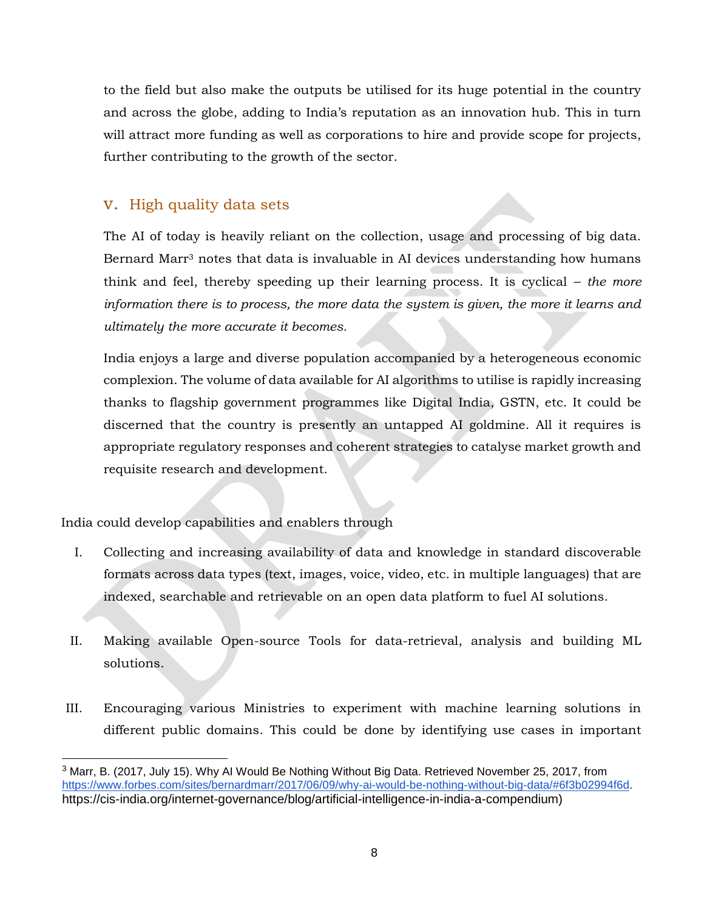to the field but also make the outputs be utilised for its huge potential in the country and across the globe, adding to India's reputation as an innovation hub. This in turn will attract more funding as well as corporations to hire and provide scope for projects, further contributing to the growth of the sector.

## V. High quality data sets

The AI of today is heavily reliant on the collection, usage and processing of big data. Bernard Marr[3] notes that data is invaluable in AI devices understanding how humans think and feel, thereby speeding up their learning process. It is cyclical – *the more information there is to process, the more data the system is given, the more it learns and ultimately the more accurate it becomes.*

India enjoys a large and diverse population accompanied by a heterogeneous economic complexion. The volume of data available for AI algorithms to utilise is rapidly increasing thanks to flagship government programmes like Digital India, GSTN, etc. It could be discerned that the country is presently an untapped AI goldmine. All it requires is appropriate regulatory responses and coherent strategies to catalyse market growth and requisite research and development.

India could develop capabilities and enablers through

I. Collecting and increasing availability of data and knowledge in standard discoverable formats across data types (text, images, voice, video, etc. in multiple languages) that are indexed, searchable and retrievable on an open data platform to fuel AI solutions.

II. Making available Open-source Tools for data-retrieval, analysis and building ML solutions.

III. Encouraging various Ministries to experiment with machine learning solutions in different public domains. This could be done by identifying use cases in important

---

[3] Marr, B. (2017, July 15). Why AI Would Be Nothing Without Big Data. Retrieved November 25, 2017, from https://www.forbes.com/sites/bernardmarr/2017/06/09/why-ai-would-be-nothing-without-big-data/#6f3b02994f6d. https://cis-india.org/internet-governance/blog/artificial-intelligence-in-india-a-compendium)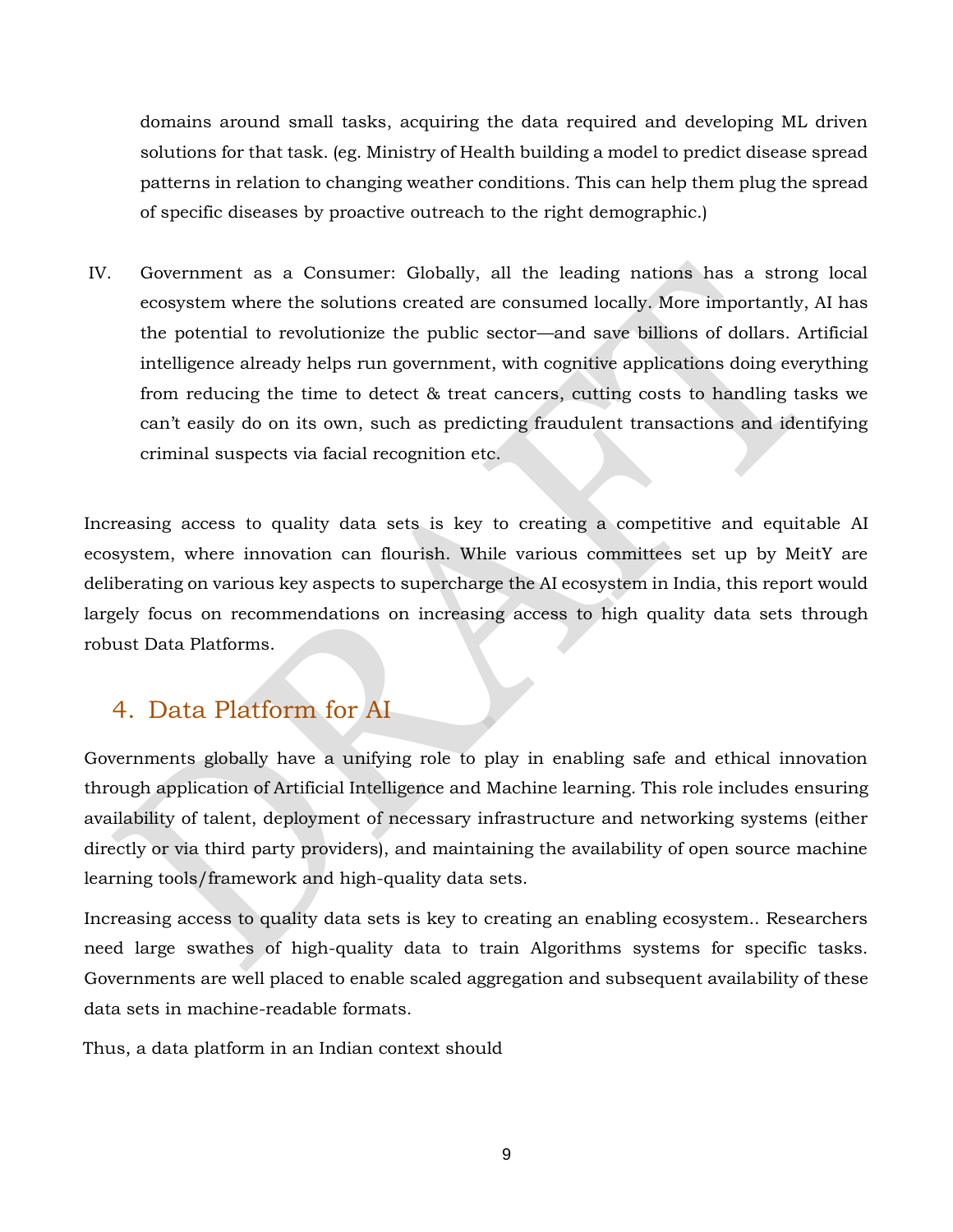domains around small tasks, acquiring the data required and developing ML driven solutions for that task. (eg. Ministry of Health building a model to predict disease spread patterns in relation to changing weather conditions. This can help them plug the spread of specific diseases by proactive outreach to the right demographic.)

IV. Government as a Consumer: Globally, all the leading nations has a strong local ecosystem where the solutions created are consumed locally. More importantly, AI has the potential to revolutionize the public sector—and save billions of dollars. Artificial intelligence already helps run government, with cognitive applications doing everything from reducing the time to detect & treat cancers, cutting costs to handling tasks we can't easily do on its own, such as predicting fraudulent transactions and identifying criminal suspects via facial recognition etc.

Increasing access to quality data sets is key to creating a competitive and equitable AI ecosystem, where innovation can flourish. While various committees set up by MeitY are deliberating on various key aspects to supercharge the AI ecosystem in India, this report would largely focus on recommendations on increasing access to high quality data sets through robust Data Platforms.

## 4. Data Platform for AI

Governments globally have a unifying role to play in enabling safe and ethical innovation through application of Artificial Intelligence and Machine learning. This role includes ensuring availability of talent, deployment of necessary infrastructure and networking systems (either directly or via third party providers), and maintaining the availability of open source machine learning tools/framework and high-quality data sets.

Increasing access to quality data sets is key to creating an enabling ecosystem.. Researchers need large swathes of high-quality data to train Algorithms systems for specific tasks. Governments are well placed to enable scaled aggregation and subsequent availability of these data sets in machine-readable formats.

Thus, a data platform in an Indian context should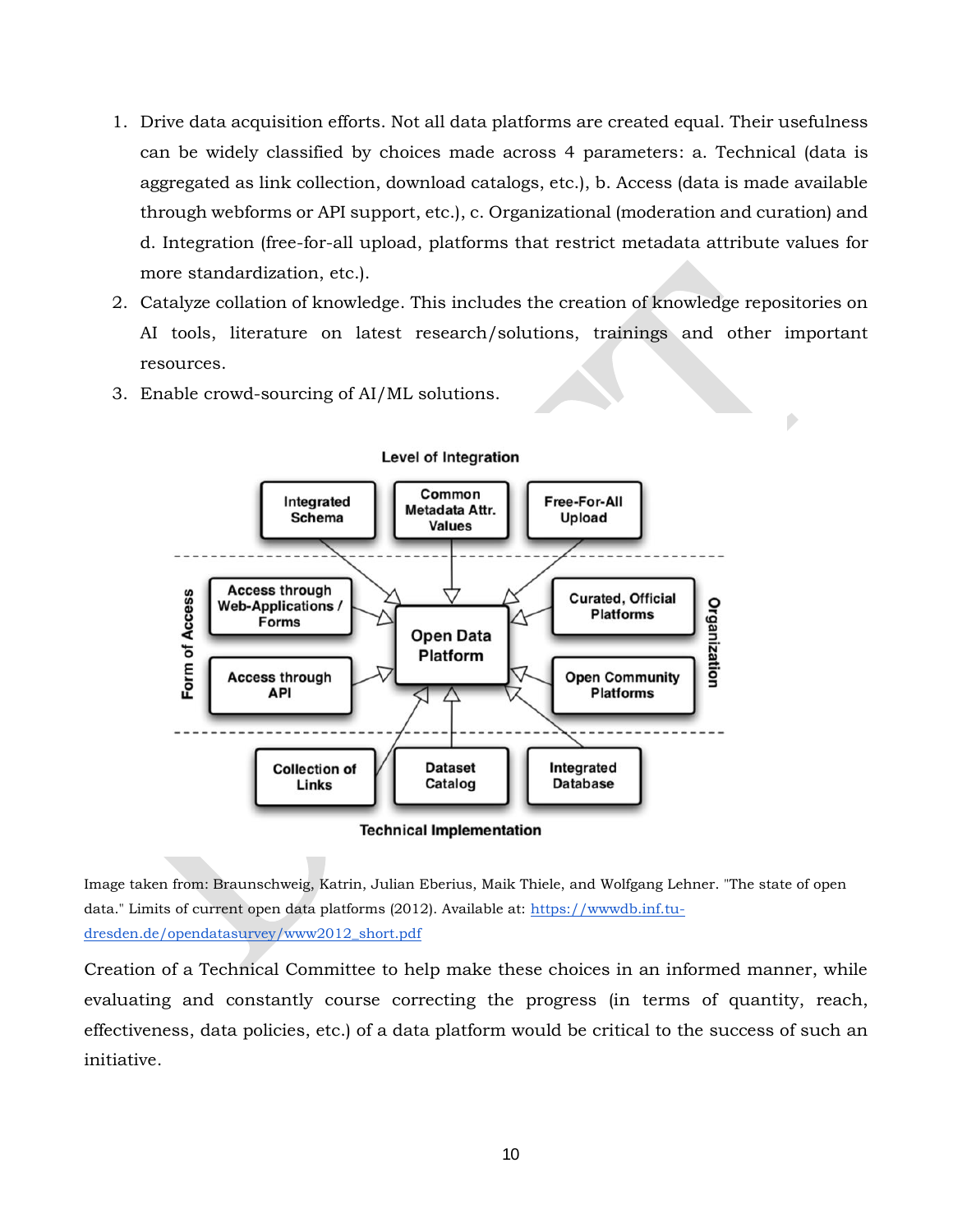1. Drive data acquisition efforts. Not all data platforms are created equal. Their usefulness can be widely classified by choices made across 4 parameters: a. Technical (data is aggregated as link collection, download catalogs, etc.), b. Access (data is made available through webforms or API support, etc.), c. Organizational (moderation and curation) and d. Integration (free-for-all upload, platforms that restrict metadata attribute values for more standardization, etc.).
2. Catalyze collation of knowledge. This includes the creation of knowledge repositories on AI tools, literature on latest research/solutions, trainings and other important resources.
3. Enable crowd-sourcing of AI/ML solutions.

Level of Integration

Integrated Schema | Common Metadata Attr. Values | Free-For-All Upload

Form of Access: Access through Web-Applications / Forms | Access through API

Open Data Platform

Organization: Curated, Official Platforms | Open Community Platforms

Collection of Links | Dataset Catalog | Integrated Database

Technical Implementation

Image taken from: Braunschweig, Katrin, Julian Eberius, Maik Thiele, and Wolfgang Lehner. "The state of open data." Limits of current open data platforms (2012). Available at: https://wwwdb.inf.tu-dresden.de/opendatasurvey/www2012_short.pdf

Creation of a Technical Committee to help make these choices in an informed manner, while evaluating and constantly course correcting the progress (in terms of quantity, reach, effectiveness, data policies, etc.) of a data platform would be critical to the success of such an initiative.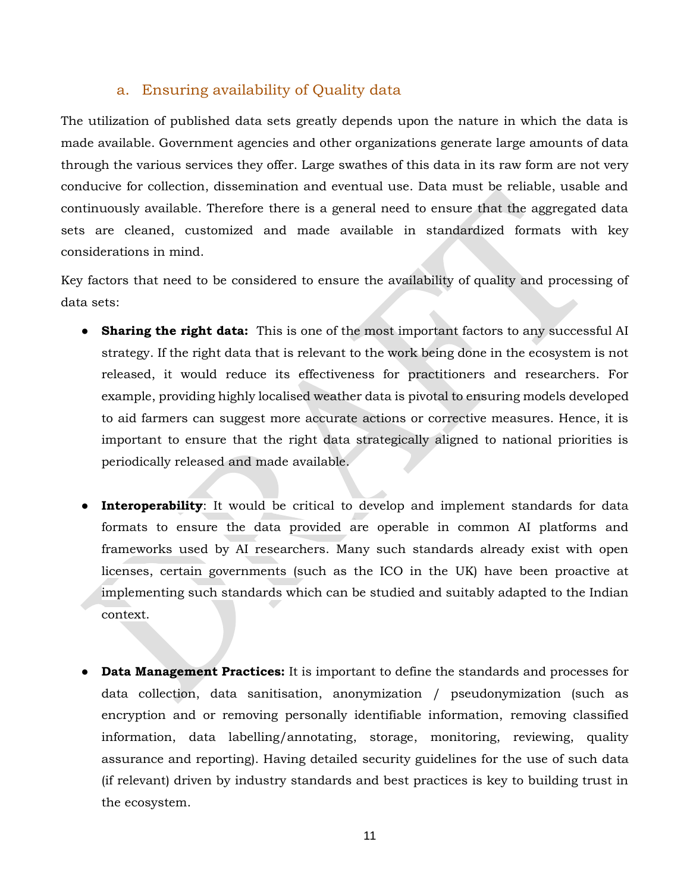### a. Ensuring availability of Quality data

The utilization of published data sets greatly depends upon the nature in which the data is made available. Government agencies and other organizations generate large amounts of data through the various services they offer. Large swathes of this data in its raw form are not very conducive for collection, dissemination and eventual use. Data must be reliable, usable and continuously available. Therefore there is a general need to ensure that the aggregated data sets are cleaned, customized and made available in standardized formats with key considerations in mind.

Key factors that need to be considered to ensure the availability of quality and processing of data sets:

- **Sharing the right data:** This is one of the most important factors to any successful AI strategy. If the right data that is relevant to the work being done in the ecosystem is not released, it would reduce its effectiveness for practitioners and researchers. For example, providing highly localised weather data is pivotal to ensuring models developed to aid farmers can suggest more accurate actions or corrective measures. Hence, it is important to ensure that the right data strategically aligned to national priorities is periodically released and made available.

- **Interoperability**: It would be critical to develop and implement standards for data formats to ensure the data provided are operable in common AI platforms and frameworks used by AI researchers. Many such standards already exist with open licenses, certain governments (such as the ICO in the UK) have been proactive at implementing such standards which can be studied and suitably adapted to the Indian context.

- **Data Management Practices:** It is important to define the standards and processes for data collection, data sanitisation, anonymization / pseudonymization (such as encryption and or removing personally identifiable information, removing classified information, data labelling/annotating, storage, monitoring, reviewing, quality assurance and reporting). Having detailed security guidelines for the use of such data (if relevant) driven by industry standards and best practices is key to building trust in the ecosystem.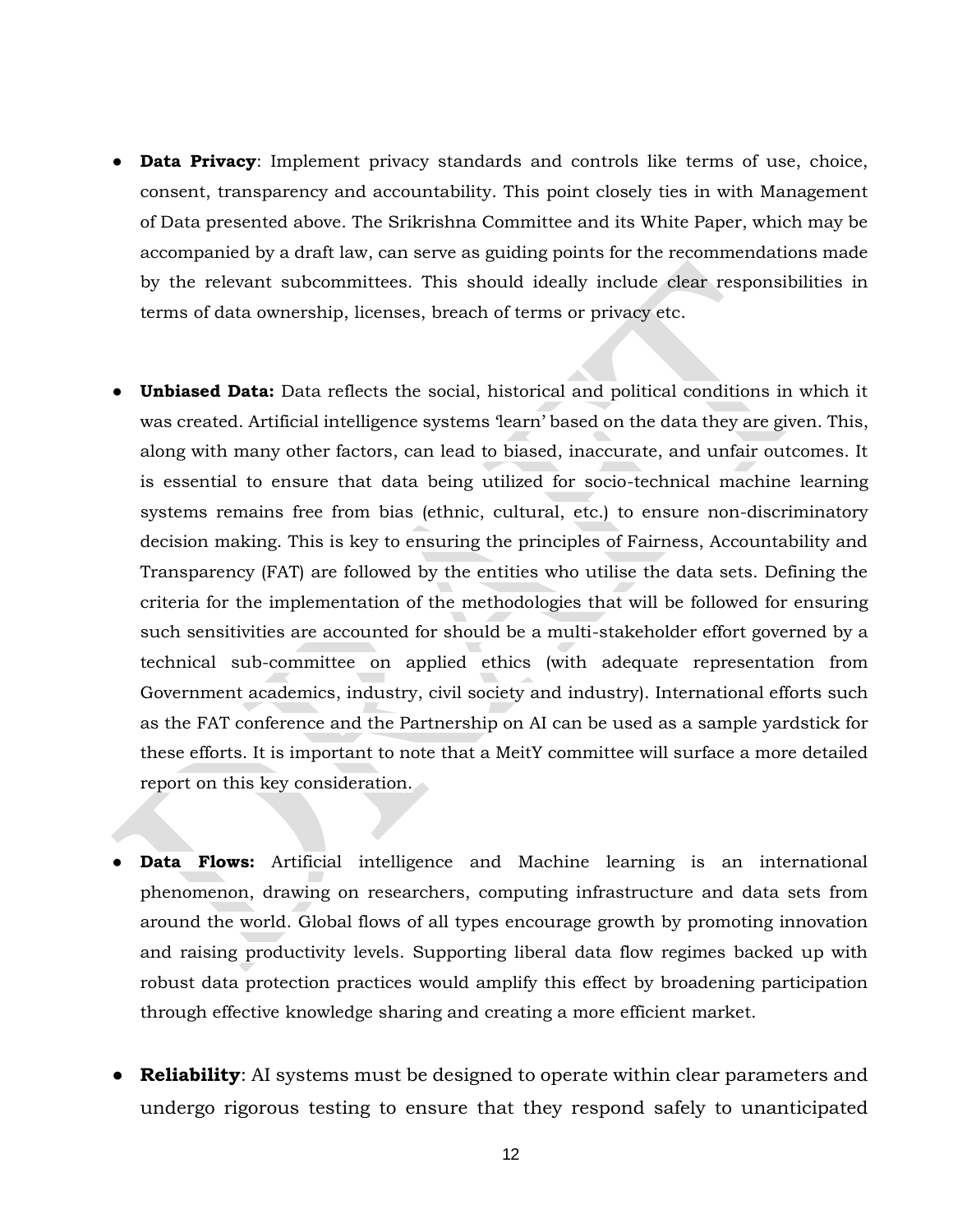- **Data Privacy**: Implement privacy standards and controls like terms of use, choice, consent, transparency and accountability. This point closely ties in with Management of Data presented above. The Srikrishna Committee and its White Paper, which may be accompanied by a draft law, can serve as guiding points for the recommendations made by the relevant subcommittees. This should ideally include clear responsibilities in terms of data ownership, licenses, breach of terms or privacy etc.

- **Unbiased Data:** Data reflects the social, historical and political conditions in which it was created. Artificial intelligence systems 'learn' based on the data they are given. This, along with many other factors, can lead to biased, inaccurate, and unfair outcomes. It is essential to ensure that data being utilized for socio-technical machine learning systems remains free from bias (ethnic, cultural, etc.) to ensure non-discriminatory decision making. This is key to ensuring the principles of Fairness, Accountability and Transparency (FAT) are followed by the entities who utilise the data sets. Defining the criteria for the implementation of the methodologies that will be followed for ensuring such sensitivities are accounted for should be a multi-stakeholder effort governed by a technical sub-committee on applied ethics (with adequate representation from Government academics, industry, civil society and industry). International efforts such as the FAT conference and the Partnership on AI can be used as a sample yardstick for these efforts. It is important to note that a MeitY committee will surface a more detailed report on this key consideration.

- **Data Flows:** Artificial intelligence and Machine learning is an international phenomenon, drawing on researchers, computing infrastructure and data sets from around the world. Global flows of all types encourage growth by promoting innovation and raising productivity levels. Supporting liberal data flow regimes backed up with robust data protection practices would amplify this effect by broadening participation through effective knowledge sharing and creating a more efficient market.

- **Reliability**: AI systems must be designed to operate within clear parameters and undergo rigorous testing to ensure that they respond safely to unanticipated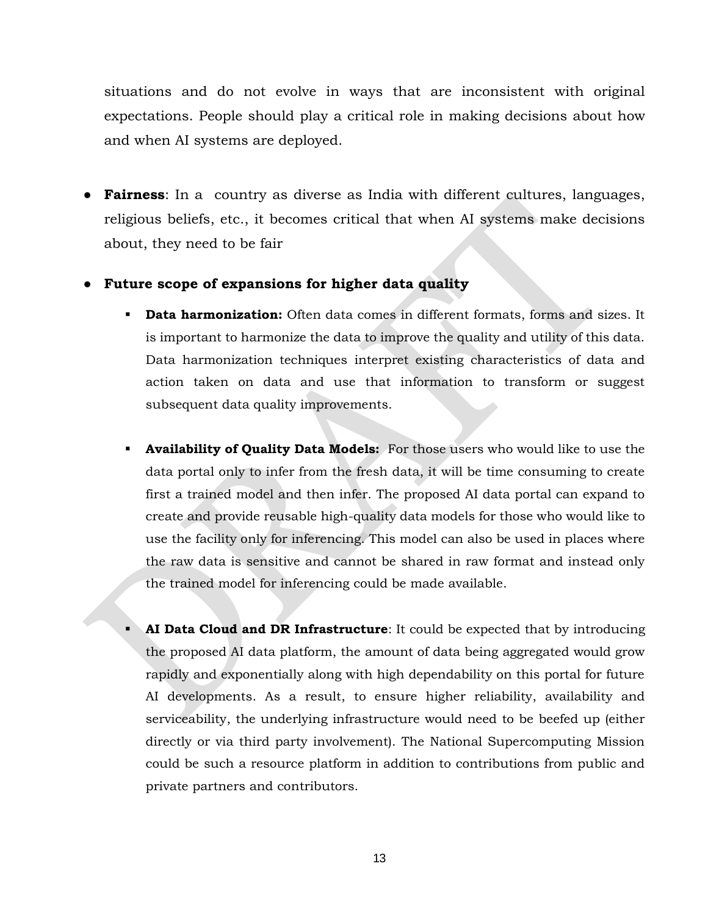situations and do not evolve in ways that are inconsistent with original expectations. People should play a critical role in making decisions about how and when AI systems are deployed.

- **Fairness**: In a country as diverse as India with different cultures, languages, religious beliefs, etc., it becomes critical that when AI systems make decisions about, they need to be fair

- **Future scope of expansions for higher data quality**

  - **Data harmonization:** Often data comes in different formats, forms and sizes. It is important to harmonize the data to improve the quality and utility of this data. Data harmonization techniques interpret existing characteristics of data and action taken on data and use that information to transform or suggest subsequent data quality improvements.

  - **Availability of Quality Data Models:** For those users who would like to use the data portal only to infer from the fresh data, it will be time consuming to create first a trained model and then infer. The proposed AI data portal can expand to create and provide reusable high-quality data models for those who would like to use the facility only for inferencing. This model can also be used in places where the raw data is sensitive and cannot be shared in raw format and instead only the trained model for inferencing could be made available.

  - **AI Data Cloud and DR Infrastructure**: It could be expected that by introducing the proposed AI data platform, the amount of data being aggregated would grow rapidly and exponentially along with high dependability on this portal for future AI developments. As a result, to ensure higher reliability, availability and serviceability, the underlying infrastructure would need to be beefed up (either directly or via third party involvement). The National Supercomputing Mission could be such a resource platform in addition to contributions from public and private partners and contributors.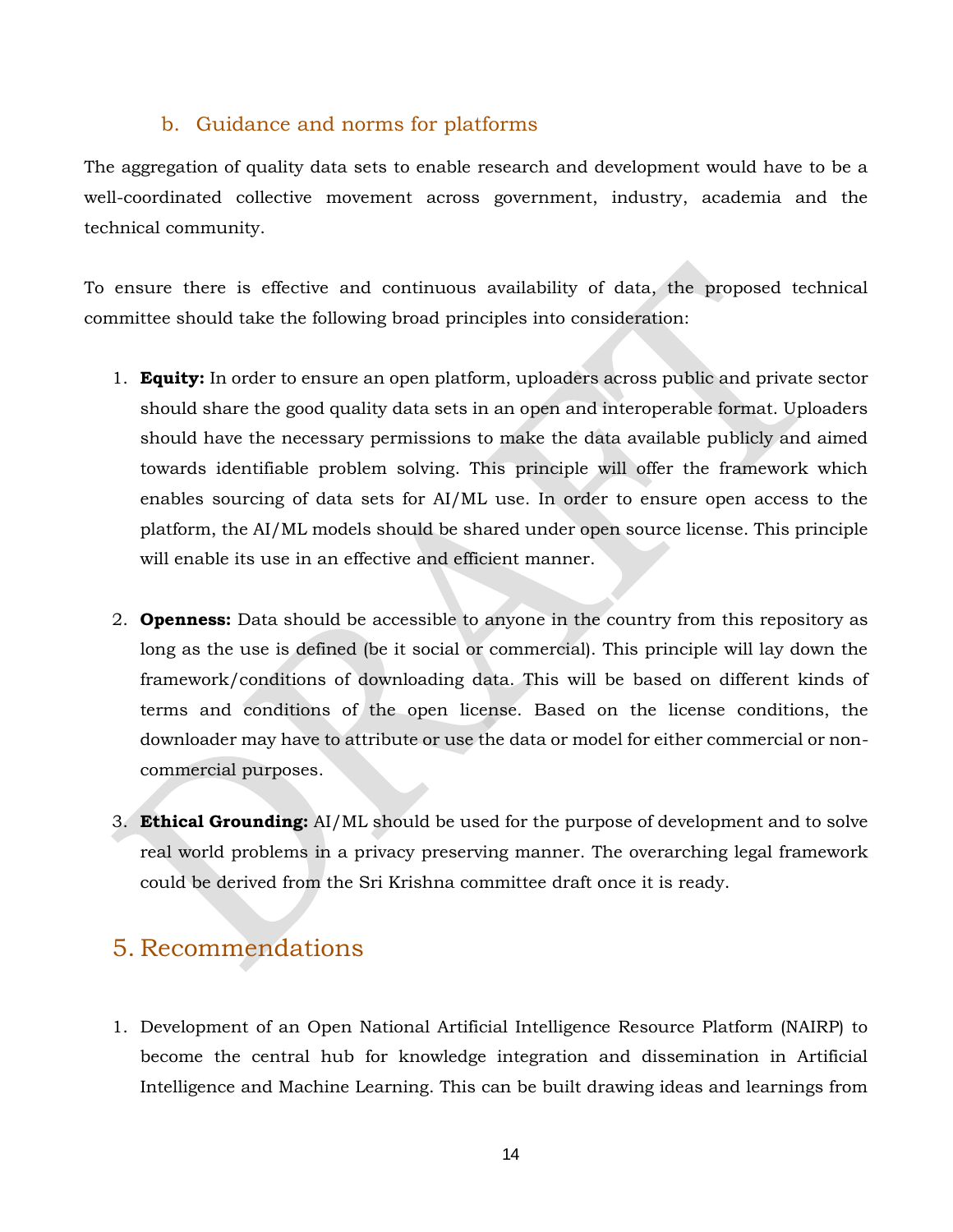### b. Guidance and norms for platforms

The aggregation of quality data sets to enable research and development would have to be a well-coordinated collective movement across government, industry, academia and the technical community.

To ensure there is effective and continuous availability of data, the proposed technical committee should take the following broad principles into consideration:

1. **Equity:** In order to ensure an open platform, uploaders across public and private sector should share the good quality data sets in an open and interoperable format. Uploaders should have the necessary permissions to make the data available publicly and aimed towards identifiable problem solving. This principle will offer the framework which enables sourcing of data sets for AI/ML use. In order to ensure open access to the platform, the AI/ML models should be shared under open source license. This principle will enable its use in an effective and efficient manner.

2. **Openness:** Data should be accessible to anyone in the country from this repository as long as the use is defined (be it social or commercial). This principle will lay down the framework/conditions of downloading data. This will be based on different kinds of terms and conditions of the open license. Based on the license conditions, the downloader may have to attribute or use the data or model for either commercial or non-commercial purposes.

3. **Ethical Grounding:** AI/ML should be used for the purpose of development and to solve real world problems in a privacy preserving manner. The overarching legal framework could be derived from the Sri Krishna committee draft once it is ready.

## 5. Recommendations

1. Development of an Open National Artificial Intelligence Resource Platform (NAIRP) to become the central hub for knowledge integration and dissemination in Artificial Intelligence and Machine Learning. This can be built drawing ideas and learnings from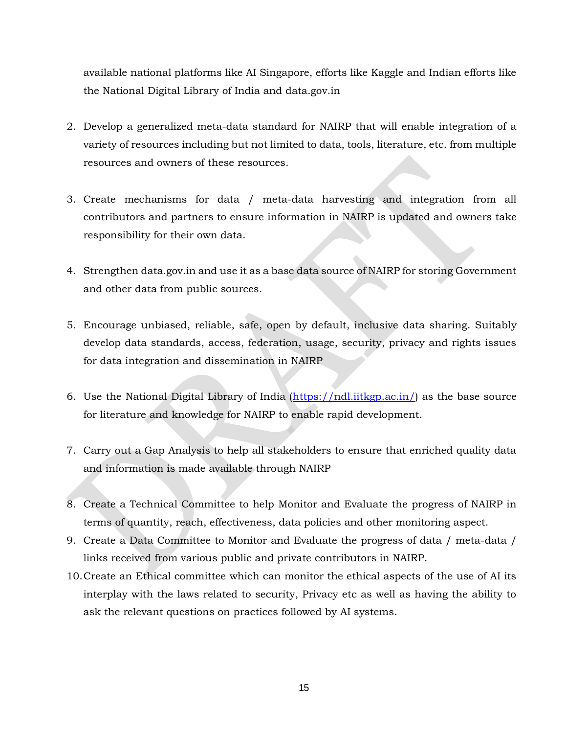available national platforms like AI Singapore, efforts like Kaggle and Indian efforts like the National Digital Library of India and data.gov.in

2. Develop a generalized meta-data standard for NAIRP that will enable integration of a variety of resources including but not limited to data, tools, literature, etc. from multiple resources and owners of these resources.

3. Create mechanisms for data / meta-data harvesting and integration from all contributors and partners to ensure information in NAIRP is updated and owners take responsibility for their own data.

4. Strengthen data.gov.in and use it as a base data source of NAIRP for storing Government and other data from public sources.

5. Encourage unbiased, reliable, safe, open by default, inclusive data sharing. Suitably develop data standards, access, federation, usage, security, privacy and rights issues for data integration and dissemination in NAIRP

6. Use the National Digital Library of India (https://ndl.iitkgp.ac.in/) as the base source for literature and knowledge for NAIRP to enable rapid development.

7. Carry out a Gap Analysis to help all stakeholders to ensure that enriched quality data and information is made available through NAIRP

8. Create a Technical Committee to help Monitor and Evaluate the progress of NAIRP in terms of quantity, reach, effectiveness, data policies and other monitoring aspect.

9. Create a Data Committee to Monitor and Evaluate the progress of data / meta-data / links received from various public and private contributors in NAIRP.

10. Create an Ethical committee which can monitor the ethical aspects of the use of AI its interplay with the laws related to security, Privacy etc as well as having the ability to ask the relevant questions on practices followed by AI systems.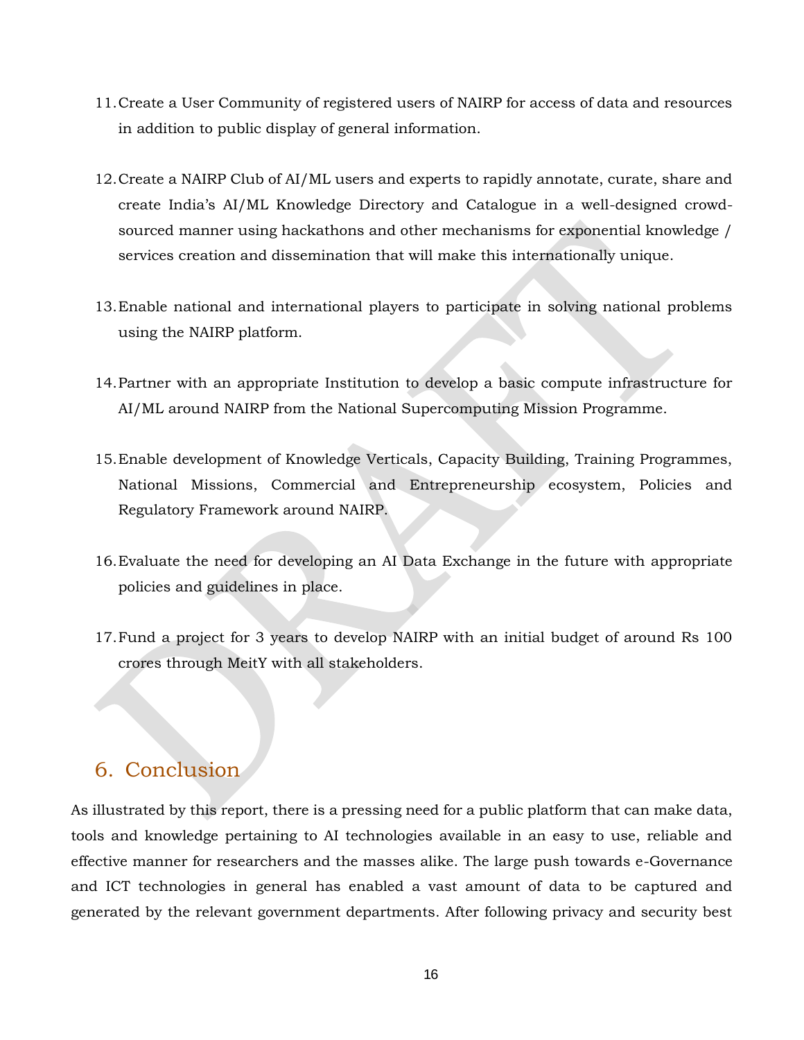11. Create a User Community of registered users of NAIRP for access of data and resources in addition to public display of general information.

12. Create a NAIRP Club of AI/ML users and experts to rapidly annotate, curate, share and create India's AI/ML Knowledge Directory and Catalogue in a well-designed crowd-sourced manner using hackathons and other mechanisms for exponential knowledge / services creation and dissemination that will make this internationally unique.

13. Enable national and international players to participate in solving national problems using the NAIRP platform.

14. Partner with an appropriate Institution to develop a basic compute infrastructure for AI/ML around NAIRP from the National Supercomputing Mission Programme.

15. Enable development of Knowledge Verticals, Capacity Building, Training Programmes, National Missions, Commercial and Entrepreneurship ecosystem, Policies and Regulatory Framework around NAIRP.

16. Evaluate the need for developing an AI Data Exchange in the future with appropriate policies and guidelines in place.

17. Fund a project for 3 years to develop NAIRP with an initial budget of around Rs 100 crores through MeitY with all stakeholders.

## 6. Conclusion

As illustrated by this report, there is a pressing need for a public platform that can make data, tools and knowledge pertaining to AI technologies available in an easy to use, reliable and effective manner for researchers and the masses alike. The large push towards e-Governance and ICT technologies in general has enabled a vast amount of data to be captured and generated by the relevant government departments. After following privacy and security best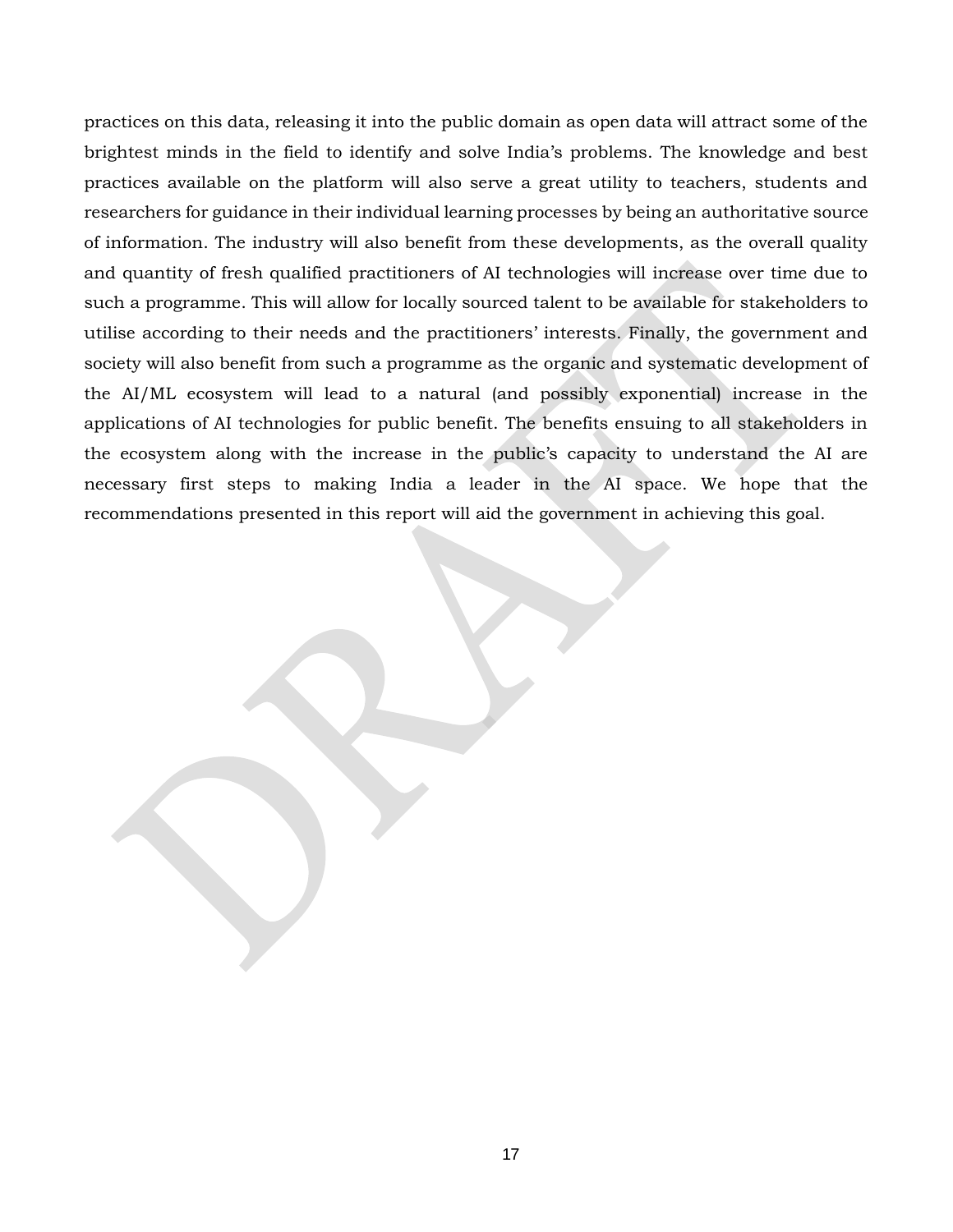practices on this data, releasing it into the public domain as open data will attract some of the brightest minds in the field to identify and solve India's problems. The knowledge and best practices available on the platform will also serve a great utility to teachers, students and researchers for guidance in their individual learning processes by being an authoritative source of information. The industry will also benefit from these developments, as the overall quality and quantity of fresh qualified practitioners of AI technologies will increase over time due to such a programme. This will allow for locally sourced talent to be available for stakeholders to utilise according to their needs and the practitioners' interests. Finally, the government and society will also benefit from such a programme as the organic and systematic development of the AI/ML ecosystem will lead to a natural (and possibly exponential) increase in the applications of AI technologies for public benefit. The benefits ensuing to all stakeholders in the ecosystem along with the increase in the public's capacity to understand the AI are necessary first steps to making India a leader in the AI space. We hope that the recommendations presented in this report will aid the government in achieving this goal.